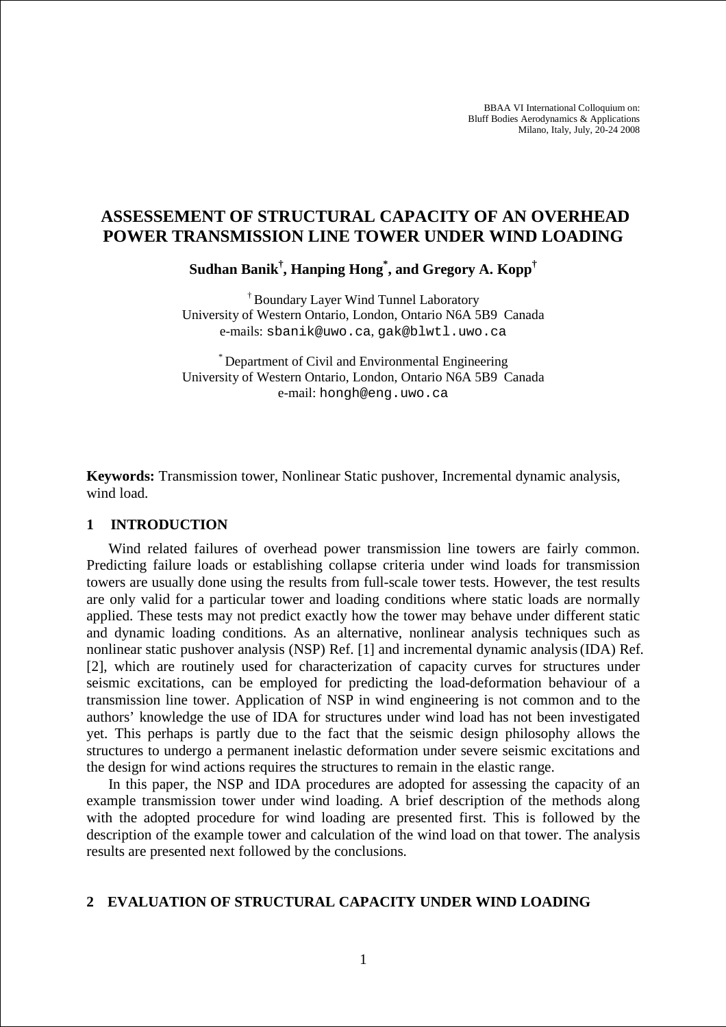BBAA VI International Colloquium on:
Bluff Bodies Aerodynamics & Applications
Milano, Italy, July, 20-24 2008

# ASSESSEMENT OF STRUCTURAL CAPACITY OF AN OVERHEAD POWER TRANSMISSION LINE TOWER UNDER WIND LOADING

**Sudhan Banik[†], Hanping Hong[*], and Gregory A. Kopp[†]**

[†] Boundary Layer Wind Tunnel Laboratory
University of Western Ontario, London, Ontario N6A 5B9 Canada
e-mails: sbanik@uwo.ca, gak@blwtl.uwo.ca

[*] Department of Civil and Environmental Engineering
University of Western Ontario, London, Ontario N6A 5B9 Canada
e-mail: hongh@eng.uwo.ca

**Keywords:** Transmission tower, Nonlinear Static pushover, Incremental dynamic analysis, wind load.

## 1 INTRODUCTION

Wind related failures of overhead power transmission line towers are fairly common. Predicting failure loads or establishing collapse criteria under wind loads for transmission towers are usually done using the results from full-scale tower tests. However, the test results are only valid for a particular tower and loading conditions where static loads are normally applied. These tests may not predict exactly how the tower may behave under different static and dynamic loading conditions. As an alternative, nonlinear analysis techniques such as nonlinear static pushover analysis (NSP) Ref. [1] and incremental dynamic analysis (IDA) Ref. [2], which are routinely used for characterization of capacity curves for structures under seismic excitations, can be employed for predicting the load-deformation behaviour of a transmission line tower. Application of NSP in wind engineering is not common and to the authors' knowledge the use of IDA for structures under wind load has not been investigated yet. This perhaps is partly due to the fact that the seismic design philosophy allows the structures to undergo a permanent inelastic deformation under severe seismic excitations and the design for wind actions requires the structures to remain in the elastic range.

In this paper, the NSP and IDA procedures are adopted for assessing the capacity of an example transmission tower under wind loading. A brief description of the methods along with the adopted procedure for wind loading are presented first. This is followed by the description of the example tower and calculation of the wind load on that tower. The analysis results are presented next followed by the conclusions.

## 2 EVALUATION OF STRUCTURAL CAPACITY UNDER WIND LOADING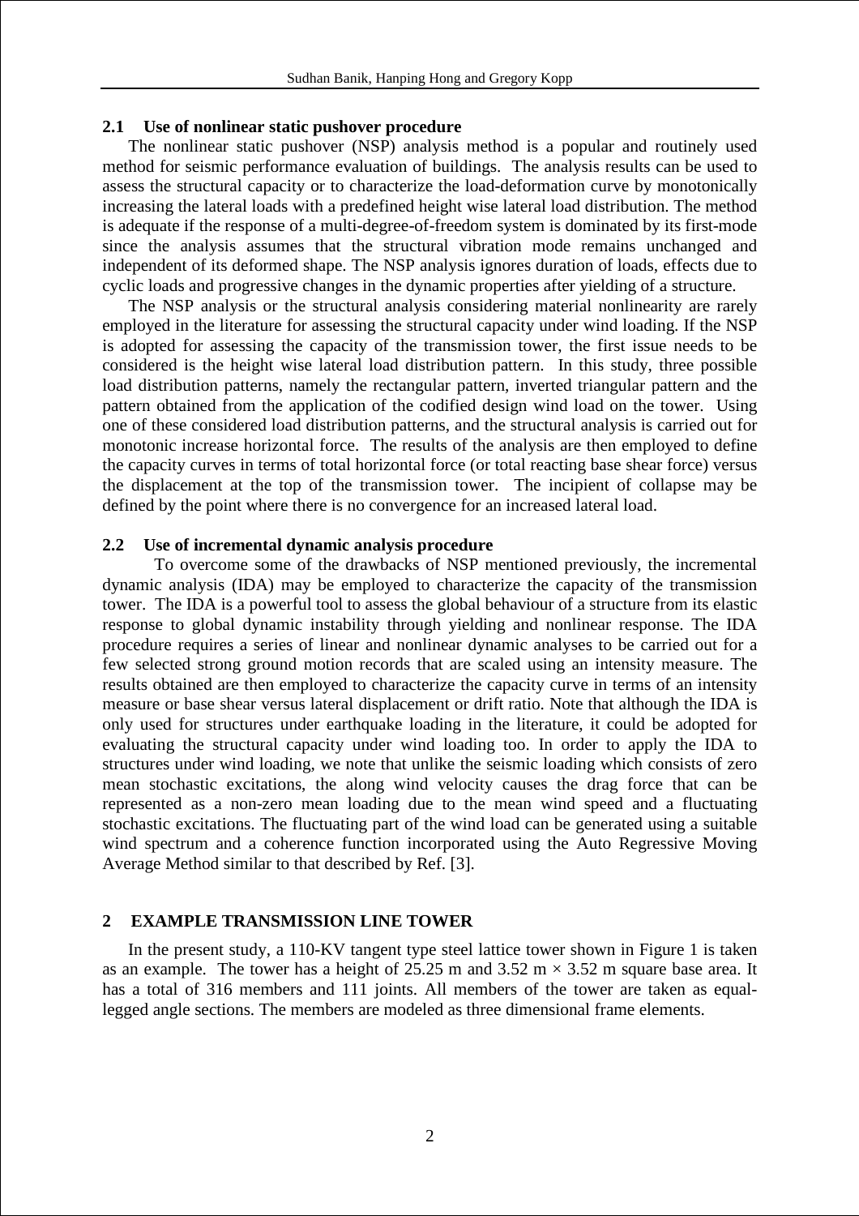### 2.1 Use of nonlinear static pushover procedure

The nonlinear static pushover (NSP) analysis method is a popular and routinely used method for seismic performance evaluation of buildings. The analysis results can be used to assess the structural capacity or to characterize the load-deformation curve by monotonically increasing the lateral loads with a predefined height wise lateral load distribution. The method is adequate if the response of a multi-degree-of-freedom system is dominated by its first-mode since the analysis assumes that the structural vibration mode remains unchanged and independent of its deformed shape. The NSP analysis ignores duration of loads, effects due to cyclic loads and progressive changes in the dynamic properties after yielding of a structure.

The NSP analysis or the structural analysis considering material nonlinearity are rarely employed in the literature for assessing the structural capacity under wind loading. If the NSP is adopted for assessing the capacity of the transmission tower, the first issue needs to be considered is the height wise lateral load distribution pattern. In this study, three possible load distribution patterns, namely the rectangular pattern, inverted triangular pattern and the pattern obtained from the application of the codified design wind load on the tower. Using one of these considered load distribution patterns, and the structural analysis is carried out for monotonic increase horizontal force. The results of the analysis are then employed to define the capacity curves in terms of total horizontal force (or total reacting base shear force) versus the displacement at the top of the transmission tower. The incipient of collapse may be defined by the point where there is no convergence for an increased lateral load.

### 2.2 Use of incremental dynamic analysis procedure

To overcome some of the drawbacks of NSP mentioned previously, the incremental dynamic analysis (IDA) may be employed to characterize the capacity of the transmission tower. The IDA is a powerful tool to assess the global behaviour of a structure from its elastic response to global dynamic instability through yielding and nonlinear response. The IDA procedure requires a series of linear and nonlinear dynamic analyses to be carried out for a few selected strong ground motion records that are scaled using an intensity measure. The results obtained are then employed to characterize the capacity curve in terms of an intensity measure or base shear versus lateral displacement or drift ratio. Note that although the IDA is only used for structures under earthquake loading in the literature, it could be adopted for evaluating the structural capacity under wind loading too. In order to apply the IDA to structures under wind loading, we note that unlike the seismic loading which consists of zero mean stochastic excitations, the along wind velocity causes the drag force that can be represented as a non-zero mean loading due to the mean wind speed and a fluctuating stochastic excitations. The fluctuating part of the wind load can be generated using a suitable wind spectrum and a coherence function incorporated using the Auto Regressive Moving Average Method similar to that described by Ref. [3].

## 2 EXAMPLE TRANSMISSION LINE TOWER

In the present study, a 110-KV tangent type steel lattice tower shown in Figure 1 is taken as an example. The tower has a height of 25.25 m and 3.52 m $\times$ 3.52 m square base area. It has a total of 316 members and 111 joints. All members of the tower are taken as equal-legged angle sections. The members are modeled as three dimensional frame elements.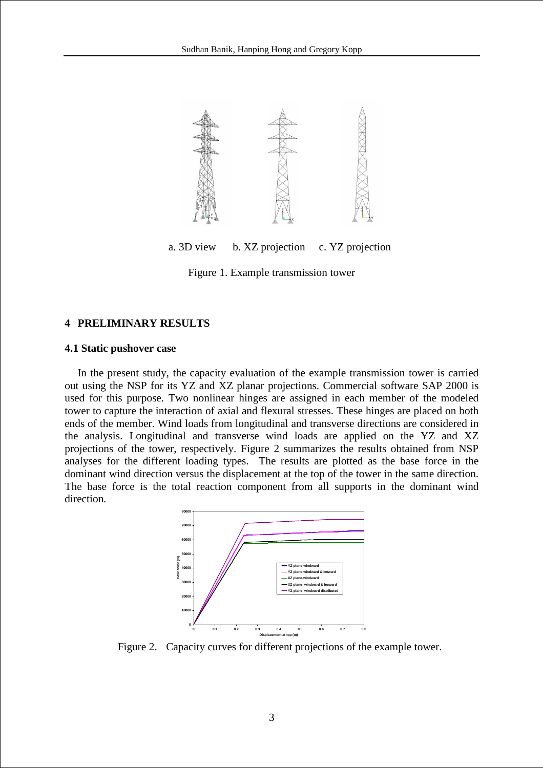a. 3D view b. XZ projection c. YZ projection

Figure 1. Example transmission tower

## 4 PRELIMINARY RESULTS

### 4.1 Static pushover case

In the present study, the capacity evaluation of the example transmission tower is carried out using the NSP for its YZ and XZ planar projections. Commercial software SAP 2000 is used for this purpose. Two nonlinear hinges are assigned in each member of the modeled tower to capture the interaction of axial and flexural stresses. These hinges are placed on both ends of the member. Wind loads from longitudinal and transverse directions are considered in the analysis. Longitudinal and transverse wind loads are applied on the YZ and XZ projections of the tower, respectively. Figure 2 summarizes the results obtained from NSP analyses for the different loading types. The results are plotted as the base force in the dominant wind direction versus the displacement at the top of the tower in the same direction. The base force is the total reaction component from all supports in the dominant wind direction.

Figure 2. Capacity curves for different projections of the example tower.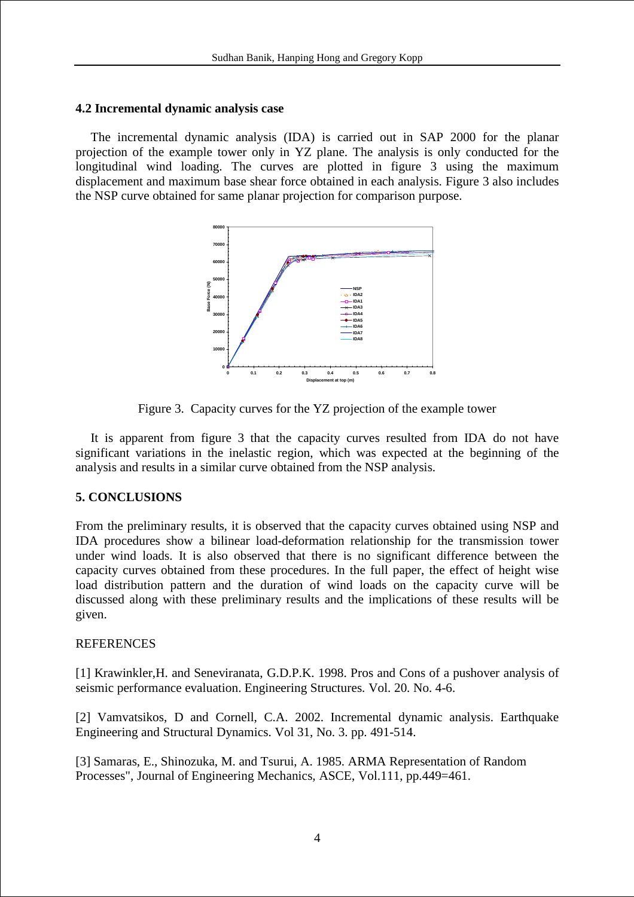### 4.2 Incremental dynamic analysis case

The incremental dynamic analysis (IDA) is carried out in SAP 2000 for the planar projection of the example tower only in YZ plane. The analysis is only conducted for the longitudinal wind loading. The curves are plotted in figure 3 using the maximum displacement and maximum base shear force obtained in each analysis. Figure 3 also includes the NSP curve obtained for same planar projection for comparison purpose.

Base Force (N)

80000
70000
60000
50000
40000
30000
20000
10000
0

0 0.1 0.2 0.3 0.4 0.5 0.6 0.7 0.8

Displacement at top (m)

NSP
IDA2
IDA1
IDA3
IDA4
IDA5
IDA6
IDA7
IDA8

Figure 3. Capacity curves for the YZ projection of the example tower

It is apparent from figure 3 that the capacity curves resulted from IDA do not have significant variations in the inelastic region, which was expected at the beginning of the analysis and results in a similar curve obtained from the NSP analysis.

## 5. CONCLUSIONS

From the preliminary results, it is observed that the capacity curves obtained using NSP and IDA procedures show a bilinear load-deformation relationship for the transmission tower under wind loads. It is also observed that there is no significant difference between the capacity curves obtained from these procedures. In the full paper, the effect of height wise load distribution pattern and the duration of wind loads on the capacity curve will be discussed along with these preliminary results and the implications of these results will be given.

REFERENCES

[1] Krawinkler,H. and Seneviranata, G.D.P.K. 1998. Pros and Cons of a pushover analysis of seismic performance evaluation. Engineering Structures. Vol. 20. No. 4-6.

[2] Vamvatsikos, D and Cornell, C.A. 2002. Incremental dynamic analysis. Earthquake Engineering and Structural Dynamics. Vol 31, No. 3. pp. 491-514.

[3] Samaras, E., Shinozuka, M. and Tsurui, A. 1985. ARMA Representation of Random Processes", Journal of Engineering Mechanics, ASCE, Vol.111, pp.449=461.